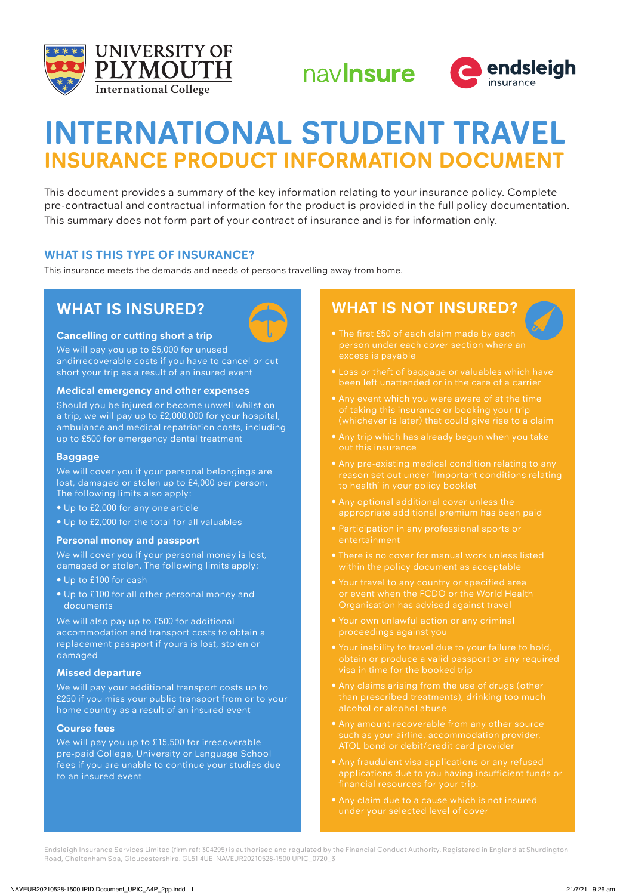# INTERNATIONAL STUDENT TRAVEL
## INSURANCE PRODUCT INFORMATION DOCUMENT

This document provides a summary of the key information relating to your insurance policy. Complete pre-contractual and contractual information for the product is provided in the full policy documentation. This summary does not form part of your contract of insurance and is for information only.

### WHAT IS THIS TYPE OF INSURANCE?

This insurance meets the demands and needs of persons travelling away from home.

## WHAT IS INSURED?

**Cancelling or cutting short a trip**

We will pay you up to £5,000 for unused andirrecoverable costs if you have to cancel or cut short your trip as a result of an insured event

**Medical emergency and other expenses**

Should you be injured or become unwell whilst on a trip, we will pay up to £2,000,000 for your hospital, ambulance and medical repatriation costs, including up to £500 for emergency dental treatment

**Baggage**

We will cover you if your personal belongings are lost, damaged or stolen up to £4,000 per person. The following limits also apply:

- Up to £2,000 for any one article
- Up to £2,000 for the total for all valuables

**Personal money and passport**

We will cover you if your personal money is lost, damaged or stolen. The following limits apply:

- Up to £100 for cash
- Up to £100 for all other personal money and documents

We will also pay up to £500 for additional accommodation and transport costs to obtain a replacement passport if yours is lost, stolen or damaged

**Missed departure**

We will pay your additional transport costs up to £250 if you miss your public transport from or to your home country as a result of an insured event

**Course fees**

We will pay you up to £15,500 for irrecoverable pre-paid College, University or Language School fees if you are unable to continue your studies due to an insured event

## WHAT IS NOT INSURED?

- The first £50 of each claim made by each person under each cover section where an excess is payable
- Loss or theft of baggage or valuables which have been left unattended or in the care of a carrier
- Any event which you were aware of at the time of taking this insurance or booking your trip (whichever is later) that could give rise to a claim
- Any trip which has already begun when you take out this insurance
- Any pre-existing medical condition relating to any reason set out under 'Important conditions relating to health' in your policy booklet
- Any optional additional cover unless the appropriate additional premium has been paid
- Participation in any professional sports or entertainment
- There is no cover for manual work unless listed within the policy document as acceptable
- Your travel to any country or specified area or event when the FCDO or the World Health Organisation has advised against travel
- Your own unlawful action or any criminal proceedings against you
- Your inability to travel due to your failure to hold, obtain or produce a valid passport or any required visa in time for the booked trip
- Any claims arising from the use of drugs (other than prescribed treatments), drinking too much alcohol or alcohol abuse
- Any amount recoverable from any other source such as your airline, accommodation provider, ATOL bond or debit/credit card provider
- Any fraudulent visa applications or any refused applications due to you having insufficient funds or financial resources for your trip.
- Any claim due to a cause which is not insured under your selected level of cover

Endsleigh Insurance Services Limited (firm ref: 304295) is authorised and regulated by the Financial Conduct Authority. Registered in England at Shurdington Road, Cheltenham Spa, Gloucestershire. GL51 4UE NAVEUR20210528-1500 UPIC_0720_3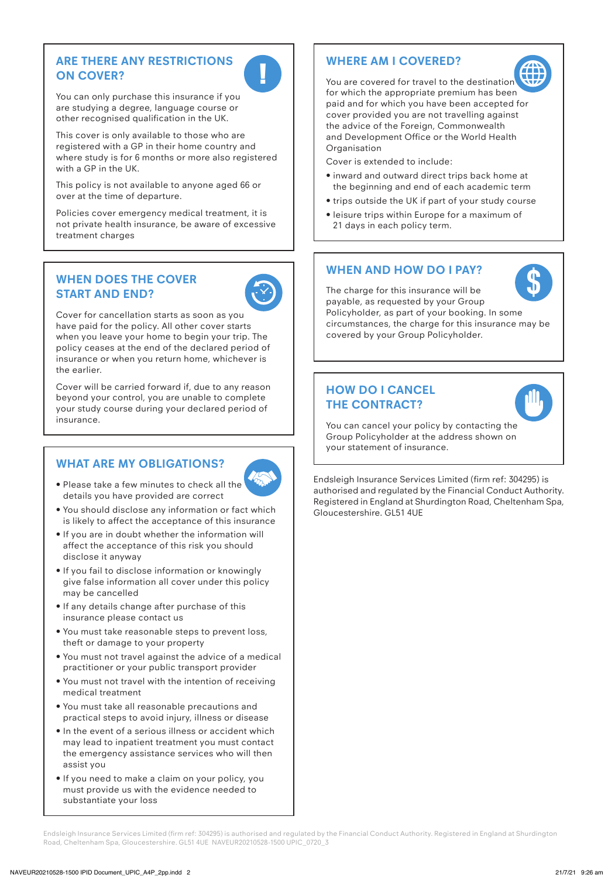## ARE THERE ANY RESTRICTIONS ON COVER?

You can only purchase this insurance if you are studying a degree, language course or other recognised qualification in the UK.

This cover is only available to those who are registered with a GP in their home country and where study is for 6 months or more also registered with a GP in the UK.

This policy is not available to anyone aged 66 or over at the time of departure.

Policies cover emergency medical treatment, it is not private health insurance, be aware of excessive treatment charges

## WHEN DOES THE COVER START AND END?

Cover for cancellation starts as soon as you have paid for the policy. All other cover starts when you leave your home to begin your trip. The policy ceases at the end of the declared period of insurance or when you return home, whichever is the earlier.

Cover will be carried forward if, due to any reason beyond your control, you are unable to complete your study course during your declared period of insurance.

## WHAT ARE MY OBLIGATIONS?

- Please take a few minutes to check all the details you have provided are correct
- You should disclose any information or fact which is likely to affect the acceptance of this insurance
- If you are in doubt whether the information will affect the acceptance of this risk you should disclose it anyway
- If you fail to disclose information or knowingly give false information all cover under this policy may be cancelled
- If any details change after purchase of this insurance please contact us
- You must take reasonable steps to prevent loss, theft or damage to your property
- You must not travel against the advice of a medical practitioner or your public transport provider
- You must not travel with the intention of receiving medical treatment
- You must take all reasonable precautions and practical steps to avoid injury, illness or disease
- In the event of a serious illness or accident which may lead to inpatient treatment you must contact the emergency assistance services who will then assist you
- If you need to make a claim on your policy, you must provide us with the evidence needed to substantiate your loss

## WHERE AM I COVERED?

You are covered for travel to the destination for which the appropriate premium has been paid and for which you have been accepted for cover provided you are not travelling against the advice of the Foreign, Commonwealth and Development Office or the World Health Organisation

Cover is extended to include:

- inward and outward direct trips back home at the beginning and end of each academic term
- trips outside the UK if part of your study course
- leisure trips within Europe for a maximum of 21 days in each policy term.

## WHEN AND HOW DO I PAY?

The charge for this insurance will be payable, as requested by your Group Policyholder, as part of your booking. In some circumstances, the charge for this insurance may be covered by your Group Policyholder.

## HOW DO I CANCEL THE CONTRACT?

You can cancel your policy by contacting the Group Policyholder at the address shown on your statement of insurance.

Endsleigh Insurance Services Limited (firm ref: 304295) is authorised and regulated by the Financial Conduct Authority. Registered in England at Shurdington Road, Cheltenham Spa, Gloucestershire. GL51 4UE

Endsleigh Insurance Services Limited (firm ref: 304295) is authorised and regulated by the Financial Conduct Authority. Registered in England at Shurdington Road, Cheltenham Spa, Gloucestershire. GL51 4UE NAVEUR20210528-1500 UPIC_0720_3